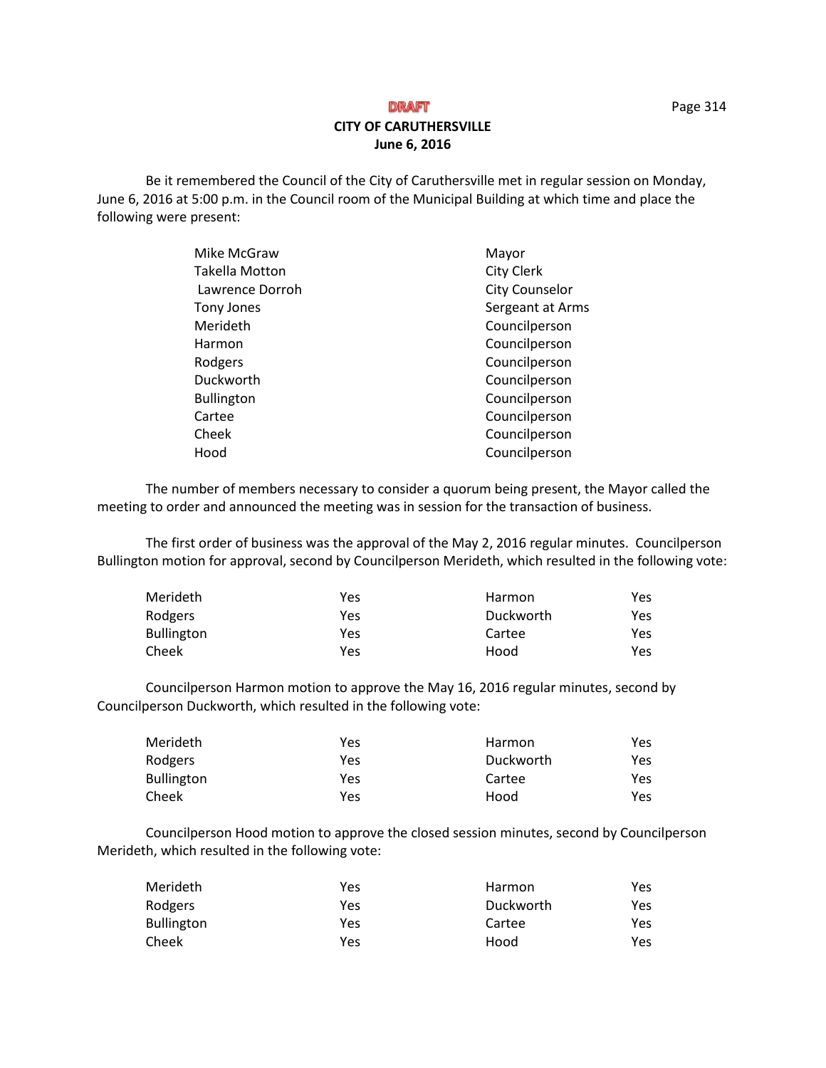**DRAFT**

**CITY OF CARUTHERSVILLE**
**June 6, 2016**

Be it remembered the Council of the City of Caruthersville met in regular session on Monday, June 6, 2016 at 5:00 p.m. in the Council room of the Municipal Building at which time and place the following were present:

| | |
|---|---|
| Mike McGraw | Mayor |
| Takella Motton | City Clerk |
| Lawrence Dorroh | City Counselor |
| Tony Jones | Sergeant at Arms |
| Merideth | Councilperson |
| Harmon | Councilperson |
| Rodgers | Councilperson |
| Duckworth | Councilperson |
| Bullington | Councilperson |
| Cartee | Councilperson |
| Cheek | Councilperson |
| Hood | Councilperson |

The number of members necessary to consider a quorum being present, the Mayor called the meeting to order and announced the meeting was in session for the transaction of business.

The first order of business was the approval of the May 2, 2016 regular minutes. Councilperson Bullington motion for approval, second by Councilperson Merideth, which resulted in the following vote:

| | | | |
|---|---|---|---|
| Merideth | Yes | Harmon | Yes |
| Rodgers | Yes | Duckworth | Yes |
| Bullington | Yes | Cartee | Yes |
| Cheek | Yes | Hood | Yes |

Councilperson Harmon motion to approve the May 16, 2016 regular minutes, second by Councilperson Duckworth, which resulted in the following vote:

| | | | |
|---|---|---|---|
| Merideth | Yes | Harmon | Yes |
| Rodgers | Yes | Duckworth | Yes |
| Bullington | Yes | Cartee | Yes |
| Cheek | Yes | Hood | Yes |

Councilperson Hood motion to approve the closed session minutes, second by Councilperson Merideth, which resulted in the following vote:

| | | | |
|---|---|---|---|
| Merideth | Yes | Harmon | Yes |
| Rodgers | Yes | Duckworth | Yes |
| Bullington | Yes | Cartee | Yes |
| Cheek | Yes | Hood | Yes |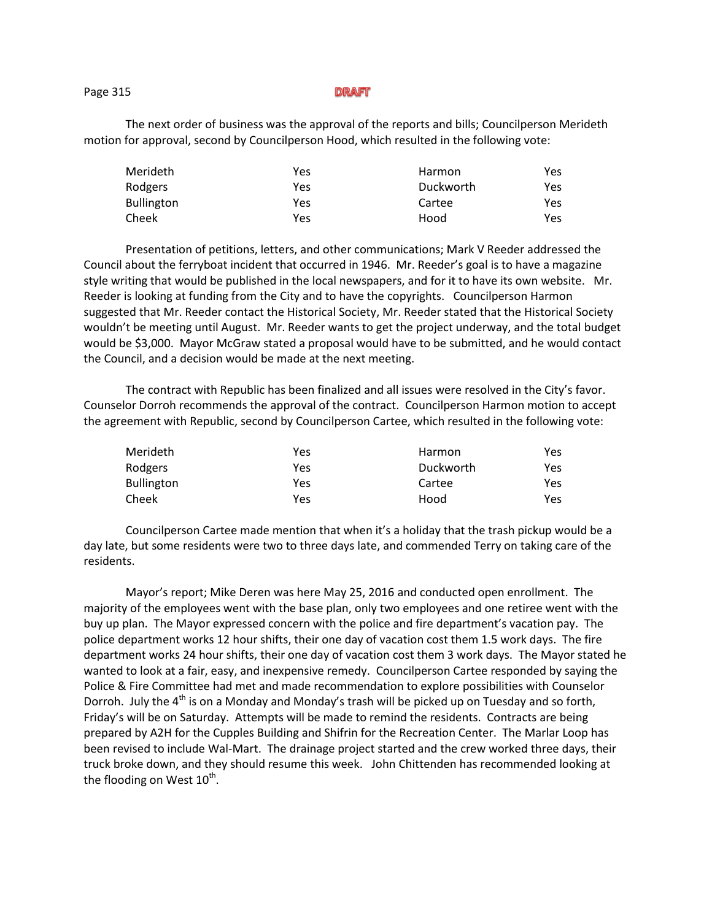The next order of business was the approval of the reports and bills; Councilperson Merideth motion for approval, second by Councilperson Hood, which resulted in the following vote:

| | | | |
|---|---|---|---|
| Merideth | Yes | Harmon | Yes |
| Rodgers | Yes | Duckworth | Yes |
| Bullington | Yes | Cartee | Yes |
| Cheek | Yes | Hood | Yes |

Presentation of petitions, letters, and other communications; Mark V Reeder addressed the Council about the ferryboat incident that occurred in 1946. Mr. Reeder's goal is to have a magazine style writing that would be published in the local newspapers, and for it to have its own website. Mr. Reeder is looking at funding from the City and to have the copyrights. Councilperson Harmon suggested that Mr. Reeder contact the Historical Society, Mr. Reeder stated that the Historical Society wouldn't be meeting until August. Mr. Reeder wants to get the project underway, and the total budget would be $3,000. Mayor McGraw stated a proposal would have to be submitted, and he would contact the Council, and a decision would be made at the next meeting.

The contract with Republic has been finalized and all issues were resolved in the City's favor. Counselor Dorroh recommends the approval of the contract. Councilperson Harmon motion to accept the agreement with Republic, second by Councilperson Cartee, which resulted in the following vote:

| | | | |
|---|---|---|---|
| Merideth | Yes | Harmon | Yes |
| Rodgers | Yes | Duckworth | Yes |
| Bullington | Yes | Cartee | Yes |
| Cheek | Yes | Hood | Yes |

Councilperson Cartee made mention that when it's a holiday that the trash pickup would be a day late, but some residents were two to three days late, and commended Terry on taking care of the residents.

Mayor's report; Mike Deren was here May 25, 2016 and conducted open enrollment. The majority of the employees went with the base plan, only two employees and one retiree went with the buy up plan. The Mayor expressed concern with the police and fire department's vacation pay. The police department works 12 hour shifts, their one day of vacation cost them 1.5 work days. The fire department works 24 hour shifts, their one day of vacation cost them 3 work days. The Mayor stated he wanted to look at a fair, easy, and inexpensive remedy. Councilperson Cartee responded by saying the Police & Fire Committee had met and made recommendation to explore possibilities with Counselor Dorroh. July the 4th is on a Monday and Monday's trash will be picked up on Tuesday and so forth, Friday's will be on Saturday. Attempts will be made to remind the residents. Contracts are being prepared by A2H for the Cupples Building and Shifrin for the Recreation Center. The Marlar Loop has been revised to include Wal-Mart. The drainage project started and the crew worked three days, their truck broke down, and they should resume this week. John Chittenden has recommended looking at the flooding on West 10th.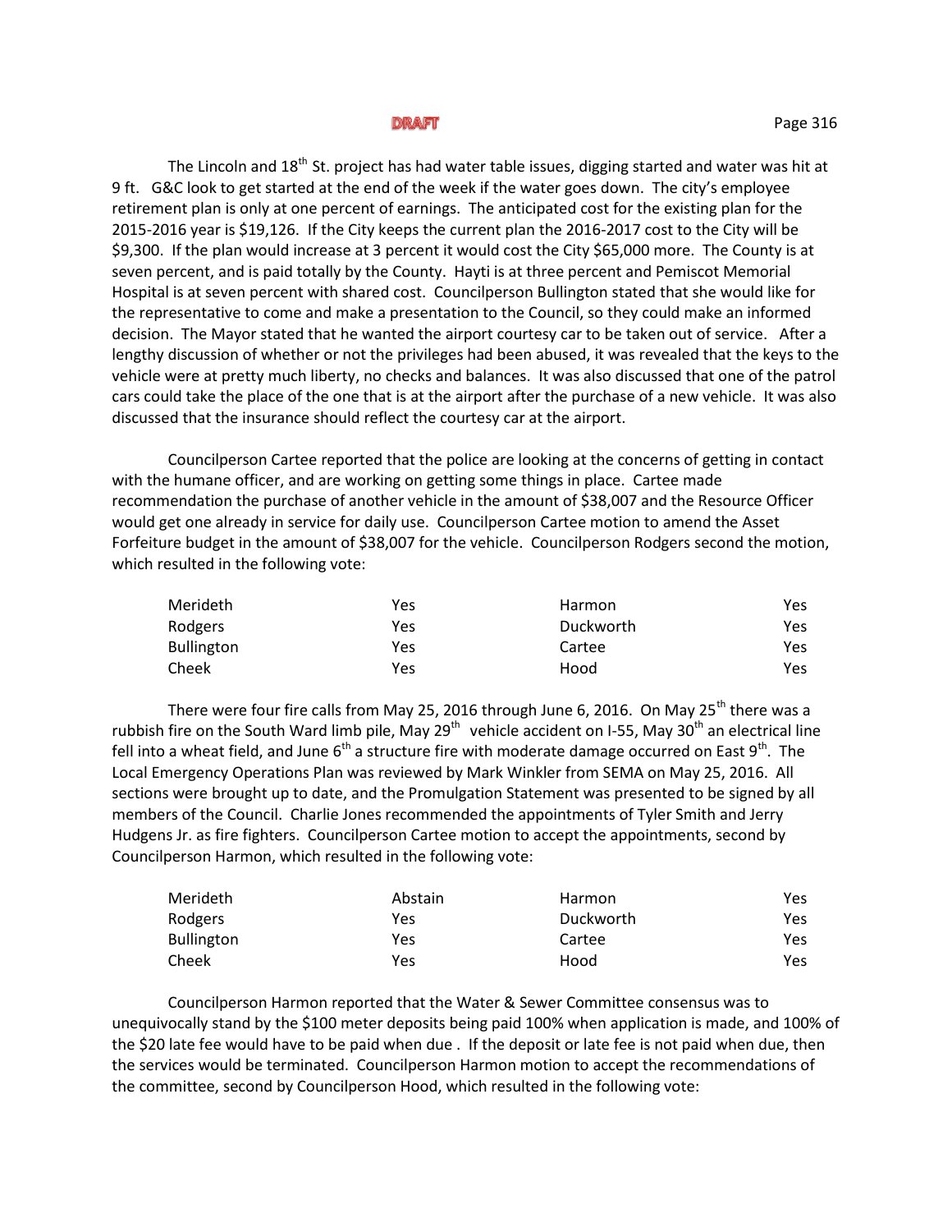The Lincoln and 18th St. project has had water table issues, digging started and water was hit at 9 ft. G&C look to get started at the end of the week if the water goes down. The city's employee retirement plan is only at one percent of earnings. The anticipated cost for the existing plan for the 2015-2016 year is $19,126. If the City keeps the current plan the 2016-2017 cost to the City will be $9,300. If the plan would increase at 3 percent it would cost the City $65,000 more. The County is at seven percent, and is paid totally by the County. Hayti is at three percent and Pemiscot Memorial Hospital is at seven percent with shared cost. Councilperson Bullington stated that she would like for the representative to come and make a presentation to the Council, so they could make an informed decision. The Mayor stated that he wanted the airport courtesy car to be taken out of service. After a lengthy discussion of whether or not the privileges had been abused, it was revealed that the keys to the vehicle were at pretty much liberty, no checks and balances. It was also discussed that one of the patrol cars could take the place of the one that is at the airport after the purchase of a new vehicle. It was also discussed that the insurance should reflect the courtesy car at the airport.

Councilperson Cartee reported that the police are looking at the concerns of getting in contact with the humane officer, and are working on getting some things in place. Cartee made recommendation the purchase of another vehicle in the amount of $38,007 and the Resource Officer would get one already in service for daily use. Councilperson Cartee motion to amend the Asset Forfeiture budget in the amount of $38,007 for the vehicle. Councilperson Rodgers second the motion, which resulted in the following vote:

| | | | |
|---|---|---|---|
| Merideth | Yes | Harmon | Yes |
| Rodgers | Yes | Duckworth | Yes |
| Bullington | Yes | Cartee | Yes |
| Cheek | Yes | Hood | Yes |

There were four fire calls from May 25, 2016 through June 6, 2016. On May 25th there was a rubbish fire on the South Ward limb pile, May 29th vehicle accident on I-55, May 30th an electrical line fell into a wheat field, and June 6th a structure fire with moderate damage occurred on East 9th. The Local Emergency Operations Plan was reviewed by Mark Winkler from SEMA on May 25, 2016. All sections were brought up to date, and the Promulgation Statement was presented to be signed by all members of the Council. Charlie Jones recommended the appointments of Tyler Smith and Jerry Hudgens Jr. as fire fighters. Councilperson Cartee motion to accept the appointments, second by Councilperson Harmon, which resulted in the following vote:

| | | | |
|---|---|---|---|
| Merideth | Abstain | Harmon | Yes |
| Rodgers | Yes | Duckworth | Yes |
| Bullington | Yes | Cartee | Yes |
| Cheek | Yes | Hood | Yes |

Councilperson Harmon reported that the Water & Sewer Committee consensus was to unequivocally stand by the $100 meter deposits being paid 100% when application is made, and 100% of the $20 late fee would have to be paid when due . If the deposit or late fee is not paid when due, then the services would be terminated. Councilperson Harmon motion to accept the recommendations of the committee, second by Councilperson Hood, which resulted in the following vote: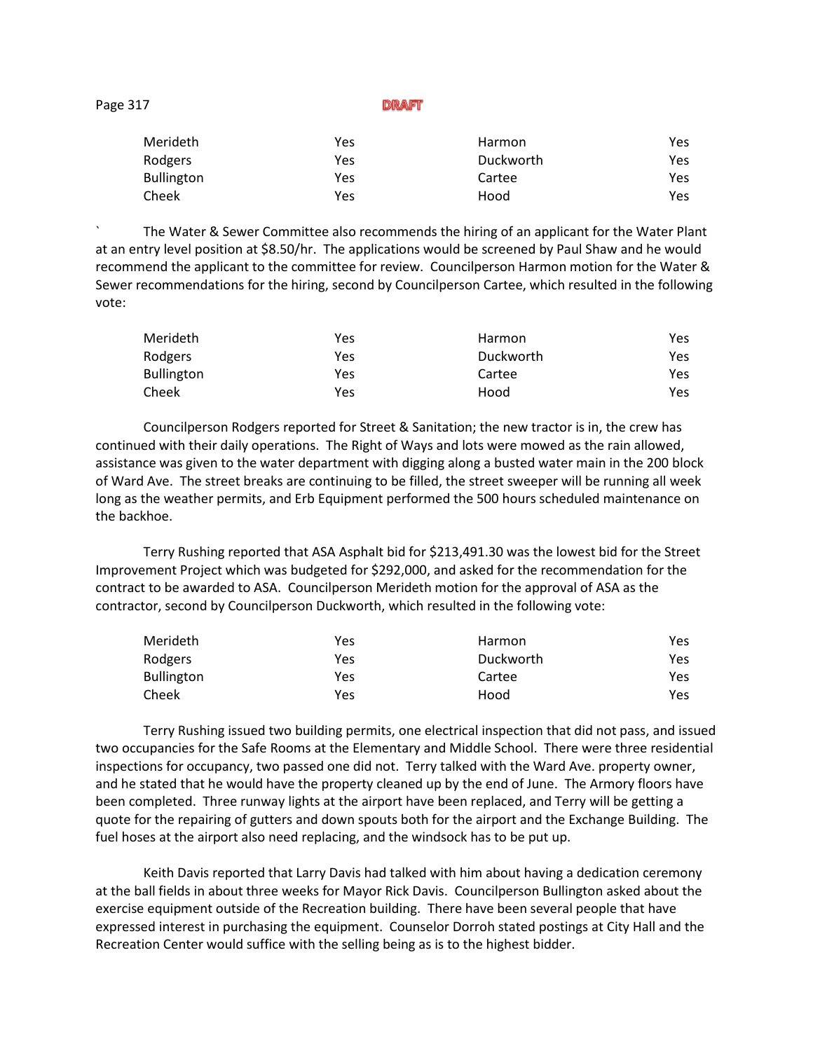DRAFT

| | | | |
|---|---|---|---|
| Merideth | Yes | Harmon | Yes |
| Rodgers | Yes | Duckworth | Yes |
| Bullington | Yes | Cartee | Yes |
| Cheek | Yes | Hood | Yes |

` The Water & Sewer Committee also recommends the hiring of an applicant for the Water Plant at an entry level position at $8.50/hr. The applications would be screened by Paul Shaw and he would recommend the applicant to the committee for review. Councilperson Harmon motion for the Water & Sewer recommendations for the hiring, second by Councilperson Cartee, which resulted in the following vote:

| | | | |
|---|---|---|---|
| Merideth | Yes | Harmon | Yes |
| Rodgers | Yes | Duckworth | Yes |
| Bullington | Yes | Cartee | Yes |
| Cheek | Yes | Hood | Yes |

Councilperson Rodgers reported for Street & Sanitation; the new tractor is in, the crew has continued with their daily operations. The Right of Ways and lots were mowed as the rain allowed, assistance was given to the water department with digging along a busted water main in the 200 block of Ward Ave. The street breaks are continuing to be filled, the street sweeper will be running all week long as the weather permits, and Erb Equipment performed the 500 hours scheduled maintenance on the backhoe.

Terry Rushing reported that ASA Asphalt bid for $213,491.30 was the lowest bid for the Street Improvement Project which was budgeted for $292,000, and asked for the recommendation for the contract to be awarded to ASA. Councilperson Merideth motion for the approval of ASA as the contractor, second by Councilperson Duckworth, which resulted in the following vote:

| | | | |
|---|---|---|---|
| Merideth | Yes | Harmon | Yes |
| Rodgers | Yes | Duckworth | Yes |
| Bullington | Yes | Cartee | Yes |
| Cheek | Yes | Hood | Yes |

Terry Rushing issued two building permits, one electrical inspection that did not pass, and issued two occupancies for the Safe Rooms at the Elementary and Middle School. There were three residential inspections for occupancy, two passed one did not. Terry talked with the Ward Ave. property owner, and he stated that he would have the property cleaned up by the end of June. The Armory floors have been completed. Three runway lights at the airport have been replaced, and Terry will be getting a quote for the repairing of gutters and down spouts both for the airport and the Exchange Building. The fuel hoses at the airport also need replacing, and the windsock has to be put up.

Keith Davis reported that Larry Davis had talked with him about having a dedication ceremony at the ball fields in about three weeks for Mayor Rick Davis. Councilperson Bullington asked about the exercise equipment outside of the Recreation building. There have been several people that have expressed interest in purchasing the equipment. Counselor Dorroh stated postings at City Hall and the Recreation Center would suffice with the selling being as is to the highest bidder.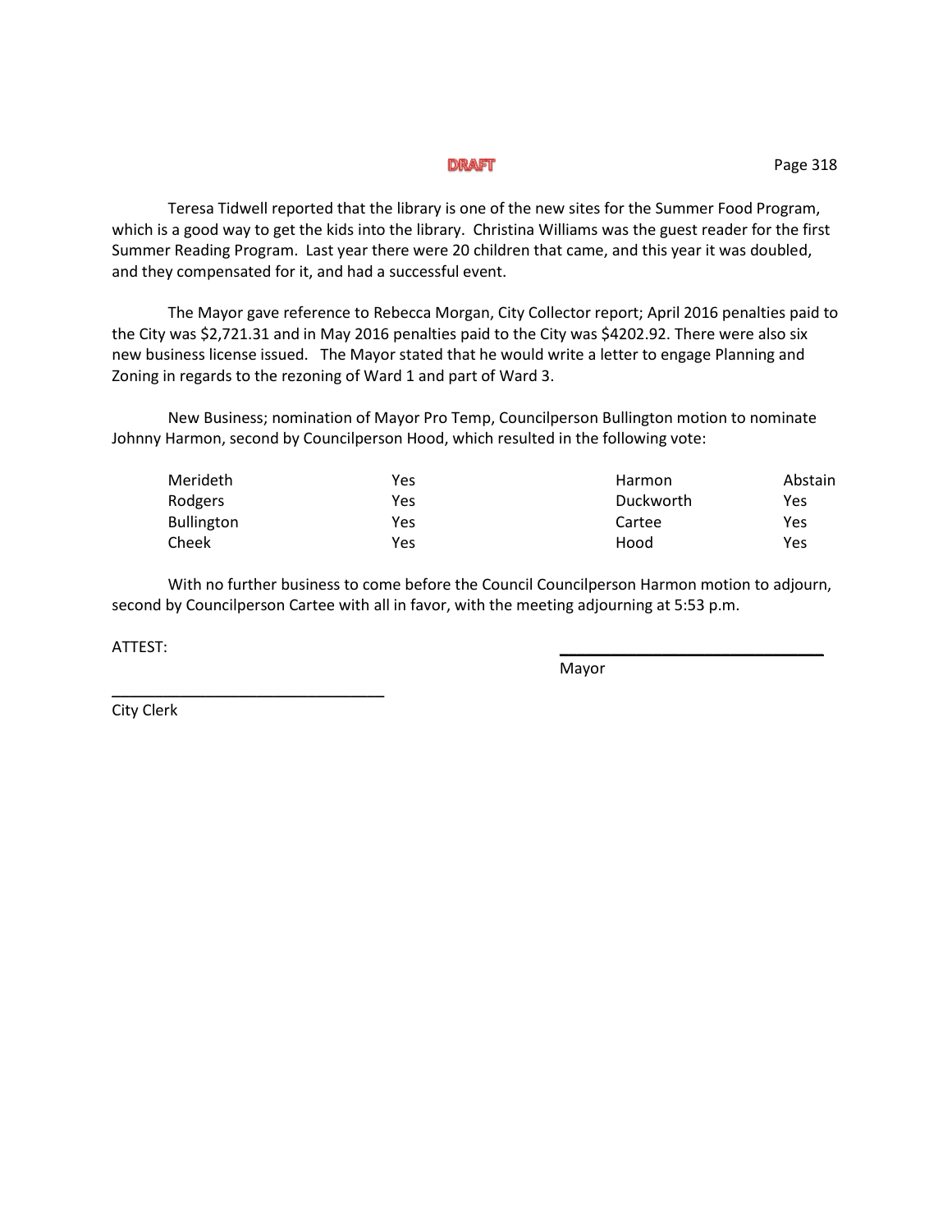DRAFT

Teresa Tidwell reported that the library is one of the new sites for the Summer Food Program, which is a good way to get the kids into the library. Christina Williams was the guest reader for the first Summer Reading Program. Last year there were 20 children that came, and this year it was doubled, and they compensated for it, and had a successful event.

The Mayor gave reference to Rebecca Morgan, City Collector report; April 2016 penalties paid to the City was $2,721.31 and in May 2016 penalties paid to the City was $4202.92. There were also six new business license issued. The Mayor stated that he would write a letter to engage Planning and Zoning in regards to the rezoning of Ward 1 and part of Ward 3.

New Business; nomination of Mayor Pro Temp, Councilperson Bullington motion to nominate Johnny Harmon, second by Councilperson Hood, which resulted in the following vote:

| | | | |
|---|---|---|---|
| Merideth | Yes | Harmon | Abstain |
| Rodgers | Yes | Duckworth | Yes |
| Bullington | Yes | Cartee | Yes |
| Cheek | Yes | Hood | Yes |

With no further business to come before the Council Councilperson Harmon motion to adjourn, second by Councilperson Cartee with all in favor, with the meeting adjourning at 5:53 p.m.

ATTEST:

_______________________________
Mayor

_______________________________
City Clerk